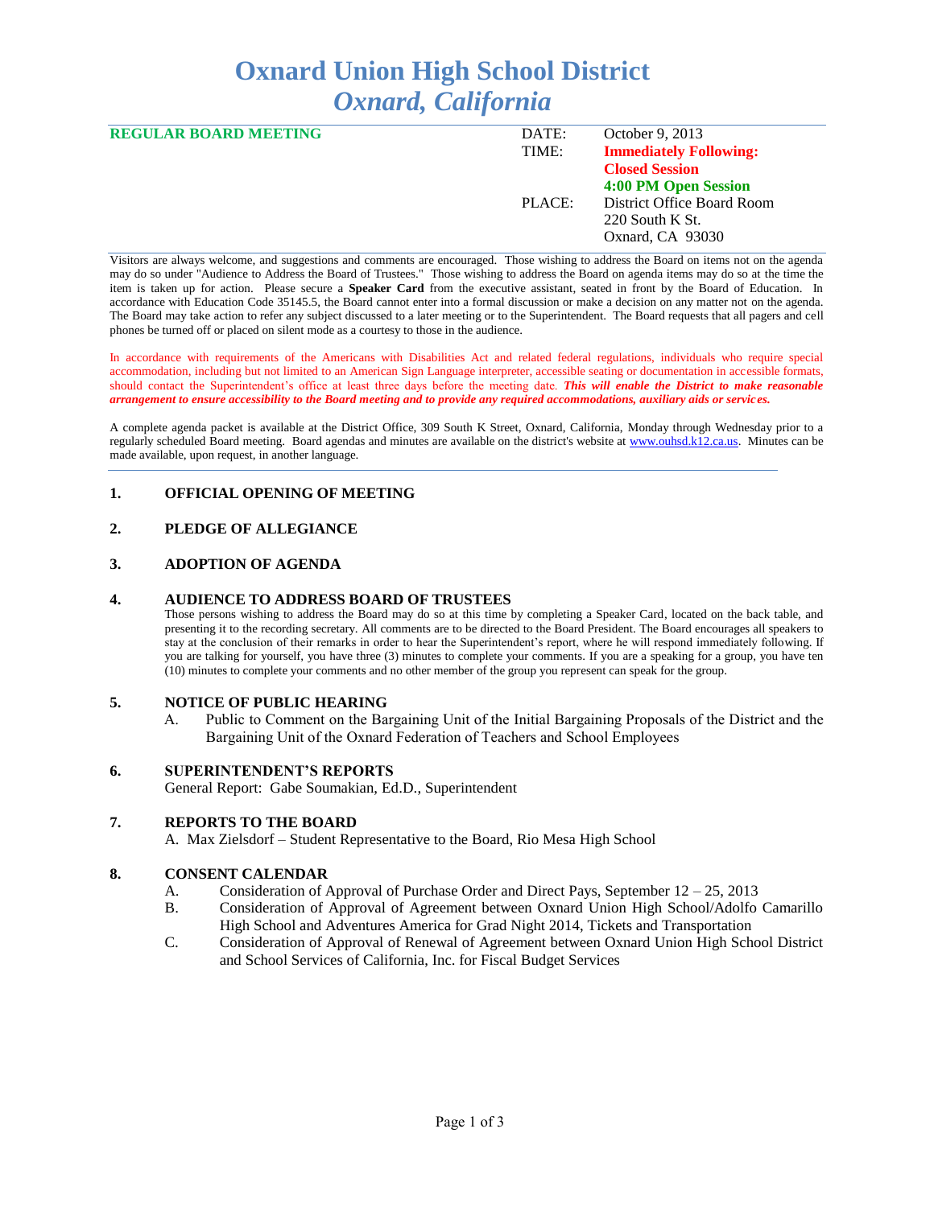# Oxnard Union High School District
## *Oxnard, California*

**REGULAR BOARD MEETING**

| | |
|---|---|
| DATE: | October 9, 2013 |
| TIME: | **Immediately Following: Closed Session** |
| | **4:00 PM Open Session** |
| PLACE: | District Office Board Room<br>220 South K St.<br>Oxnard, CA 93030 |

Visitors are always welcome, and suggestions and comments are encouraged. Those wishing to address the Board on items not on the agenda may do so under "Audience to Address the Board of Trustees." Those wishing to address the Board on agenda items may do so at the time the item is taken up for action. Please secure a **Speaker Card** from the executive assistant, seated in front by the Board of Education. In accordance with Education Code 35145.5, the Board cannot enter into a formal discussion or make a decision on any matter not on the agenda. The Board may take action to refer any subject discussed to a later meeting or to the Superintendent. The Board requests that all pagers and cell phones be turned off or placed on silent mode as a courtesy to those in the audience.

In accordance with requirements of the Americans with Disabilities Act and related federal regulations, individuals who require special accommodation, including but not limited to an American Sign Language interpreter, accessible seating or documentation in accessible formats, should contact the Superintendent's office at least three days before the meeting date. ***This will enable the District to make reasonable arrangement to ensure accessibility to the Board meeting and to provide any required accommodations, auxiliary aids or services.***

A complete agenda packet is available at the District Office, 309 South K Street, Oxnard, California, Monday through Wednesday prior to a regularly scheduled Board meeting. Board agendas and minutes are available on the district's website at www.ouhsd.k12.ca.us. Minutes can be made available, upon request, in another language.

### 1. OFFICIAL OPENING OF MEETING

### 2. PLEDGE OF ALLEGIANCE

### 3. ADOPTION OF AGENDA

### 4. AUDIENCE TO ADDRESS BOARD OF TRUSTEES

Those persons wishing to address the Board may do so at this time by completing a Speaker Card, located on the back table, and presenting it to the recording secretary. All comments are to be directed to the Board President. The Board encourages all speakers to stay at the conclusion of their remarks in order to hear the Superintendent's report, where he will respond immediately following. If you are talking for yourself, you have three (3) minutes to complete your comments. If you are a speaking for a group, you have ten (10) minutes to complete your comments and no other member of the group you represent can speak for the group.

### 5. NOTICE OF PUBLIC HEARING

A. Public to Comment on the Bargaining Unit of the Initial Bargaining Proposals of the District and the Bargaining Unit of the Oxnard Federation of Teachers and School Employees

### 6. SUPERINTENDENT'S REPORTS

General Report: Gabe Soumakian, Ed.D., Superintendent

### 7. REPORTS TO THE BOARD

A. Max Zielsdorf – Student Representative to the Board, Rio Mesa High School

### 8. CONSENT CALENDAR

A. Consideration of Approval of Purchase Order and Direct Pays, September 12 – 25, 2013

B. Consideration of Approval of Agreement between Oxnard Union High School/Adolfo Camarillo High School and Adventures America for Grad Night 2014, Tickets and Transportation

C. Consideration of Approval of Renewal of Agreement between Oxnard Union High School District and School Services of California, Inc. for Fiscal Budget Services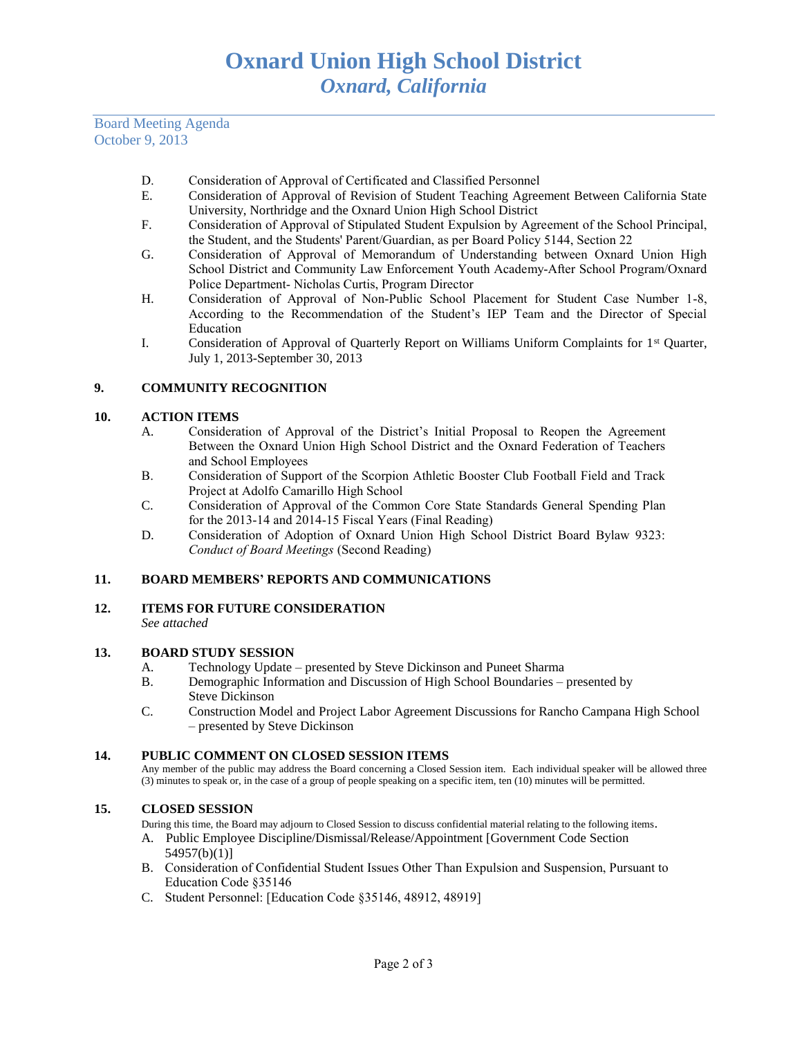# Oxnard Union High School District
*Oxnard, California*

Board Meeting Agenda
October 9, 2013

- D. Consideration of Approval of Certificated and Classified Personnel
- E. Consideration of Approval of Revision of Student Teaching Agreement Between California State University, Northridge and the Oxnard Union High School District
- F. Consideration of Approval of Stipulated Student Expulsion by Agreement of the School Principal, the Student, and the Students' Parent/Guardian, as per Board Policy 5144, Section 22
- G. Consideration of Approval of Memorandum of Understanding between Oxnard Union High School District and Community Law Enforcement Youth Academy-After School Program/Oxnard Police Department- Nicholas Curtis, Program Director
- H. Consideration of Approval of Non-Public School Placement for Student Case Number 1-8, According to the Recommendation of the Student's IEP Team and the Director of Special Education
- I. Consideration of Approval of Quarterly Report on Williams Uniform Complaints for 1st Quarter, July 1, 2013-September 30, 2013

## 9. COMMUNITY RECOGNITION

## 10. ACTION ITEMS

- A. Consideration of Approval of the District's Initial Proposal to Reopen the Agreement Between the Oxnard Union High School District and the Oxnard Federation of Teachers and School Employees
- B. Consideration of Support of the Scorpion Athletic Booster Club Football Field and Track Project at Adolfo Camarillo High School
- C. Consideration of Approval of the Common Core State Standards General Spending Plan for the 2013-14 and 2014-15 Fiscal Years (Final Reading)
- D. Consideration of Adoption of Oxnard Union High School District Board Bylaw 9323: *Conduct of Board Meetings* (Second Reading)

## 11. BOARD MEMBERS' REPORTS AND COMMUNICATIONS

## 12. ITEMS FOR FUTURE CONSIDERATION

*See attached*

## 13. BOARD STUDY SESSION

- A. Technology Update – presented by Steve Dickinson and Puneet Sharma
- B. Demographic Information and Discussion of High School Boundaries – presented by Steve Dickinson
- C. Construction Model and Project Labor Agreement Discussions for Rancho Campana High School – presented by Steve Dickinson

## 14. PUBLIC COMMENT ON CLOSED SESSION ITEMS

Any member of the public may address the Board concerning a Closed Session item. Each individual speaker will be allowed three (3) minutes to speak or, in the case of a group of people speaking on a specific item, ten (10) minutes will be permitted.

## 15. CLOSED SESSION

During this time, the Board may adjourn to Closed Session to discuss confidential material relating to the following items.

- A. Public Employee Discipline/Dismissal/Release/Appointment [Government Code Section 54957(b)(1)]
- B. Consideration of Confidential Student Issues Other Than Expulsion and Suspension, Pursuant to Education Code §35146
- C. Student Personnel: [Education Code §35146, 48912, 48919]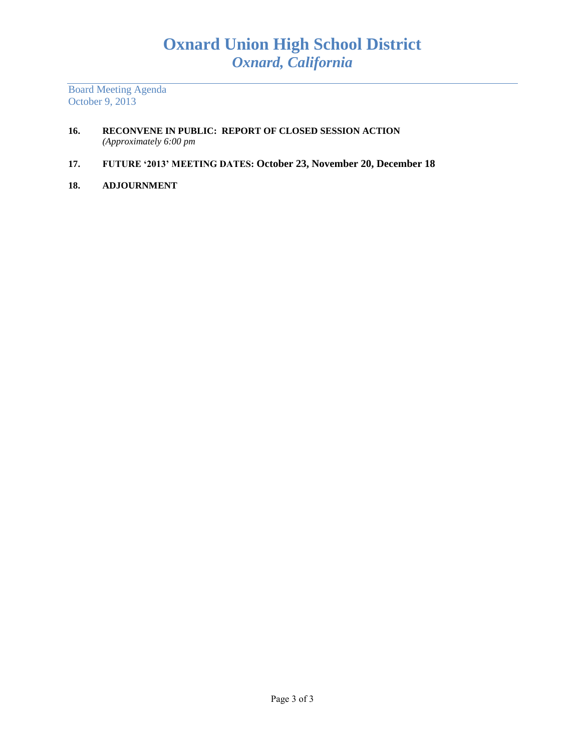**16. RECONVENE IN PUBLIC: REPORT OF CLOSED SESSION ACTION**
*(Approximately 6:00 pm*

**17. FUTURE '2013' MEETING DATES: October 23, November 20, December 18**

**18. ADJOURNMENT**